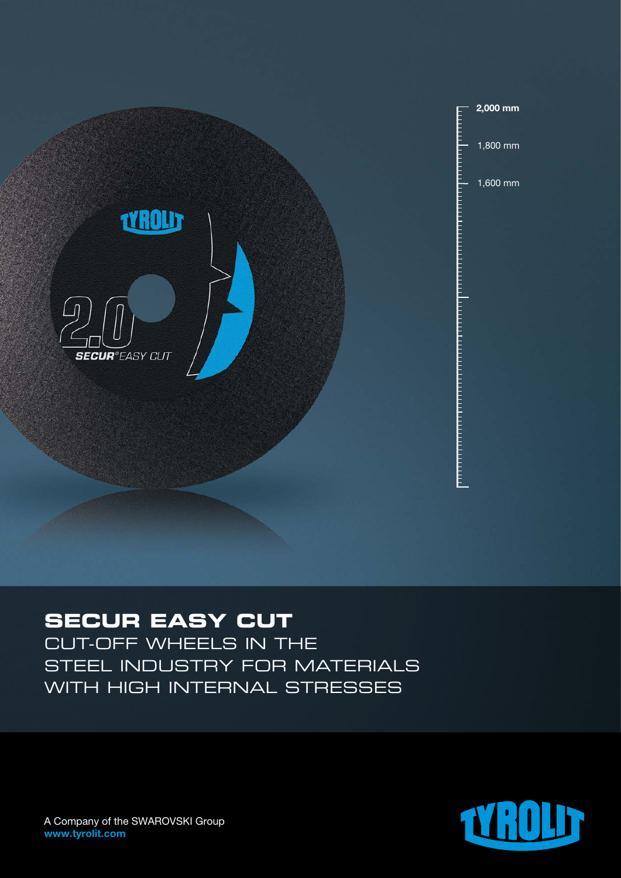2,000 mm

1,800 mm

1,600 mm

# SECUR EASY CUT

## CUT-OFF WHEELS IN THE STEEL INDUSTRY FOR MATERIALS WITH HIGH INTERNAL STRESSES

A Company of the SWAROVSKI Group
**www.tyrolit.com**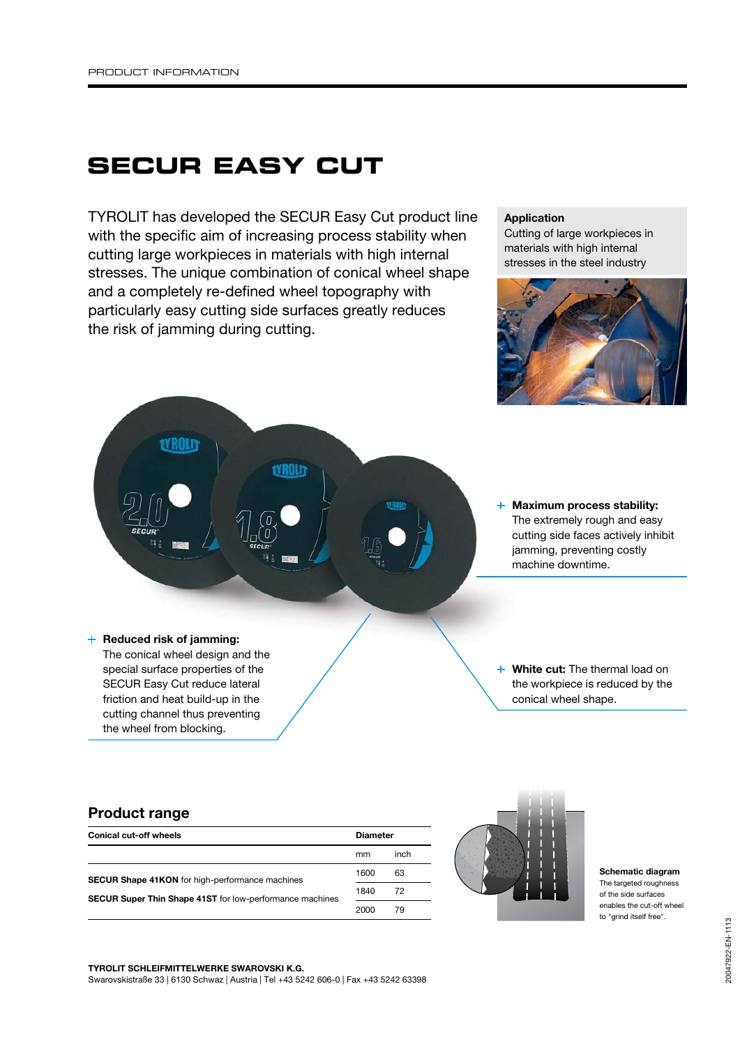PRODUCT INFORMATION

# SECUR EASY CUT

TYROLIT has developed the SECUR Easy Cut product line with the specific aim of increasing process stability when cutting large workpieces in materials with high internal stresses. The unique combination of conical wheel shape and a completely re-defined wheel topography with particularly easy cutting side surfaces greatly reduces the risk of jamming during cutting.

**Application**
Cutting of large workpieces in materials with high internal stresses in the steel industry

+ **Maximum process stability:** The extremely rough and easy cutting side faces actively inhibit jamming, preventing costly machine downtime.

+ **Reduced risk of jamming:** The conical wheel design and the special surface properties of the SECUR Easy Cut reduce lateral friction and heat build-up in the cutting channel thus preventing the wheel from blocking.

+ **White cut:** The thermal load on the workpiece is reduced by the conical wheel shape.

## Product range

| Conical cut-off wheels | Diameter | |
|---|---|---|
| | mm | inch |
| **SECUR Shape 41KON** for high-performance machines | 1600 | 63 |
| **SECUR Super Thin Shape 41ST** for low-performance machines | 1840 | 72 |
| | 2000 | 79 |

**Schematic diagram**
The targeted roughness of the side surfaces enables the cut-off wheel to "grind itself free".

**TYROLIT SCHLEIFMITTELWERKE SWAROVSKI K.G.**
Swarovskistraße 33 | 6130 Schwaz | Austria | Tel +43 5242 606-0 | Fax +43 5242 63398

20047922-EN-1113